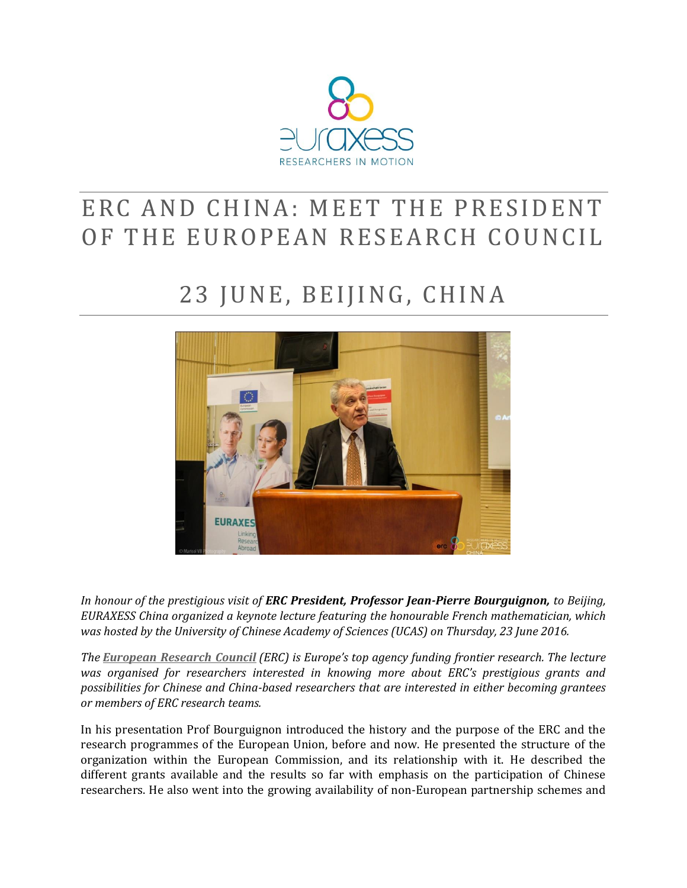# ERC AND CHINA: MEET THE PRESIDENT OF THE EUROPEAN RESEARCH COUNCIL

## 23 JUNE, BEIJING, CHINA

*In honour of the prestigious visit of* ***ERC President, Professor Jean-Pierre Bourguignon,*** *to Beijing, EURAXESS China organized a keynote lecture featuring the honourable French mathematician, which was hosted by the University of Chinese Academy of Sciences (UCAS) on Thursday, 23 June 2016.*

*The* ***European Research Council*** *(ERC) is Europe's top agency funding frontier research. The lecture was organised for researchers interested in knowing more about ERC's prestigious grants and possibilities for Chinese and China-based researchers that are interested in either becoming grantees or members of ERC research teams.*

In his presentation Prof Bourguignon introduced the history and the purpose of the ERC and the research programmes of the European Union, before and now. He presented the structure of the organization within the European Commission, and its relationship with it. He described the different grants available and the results so far with emphasis on the participation of Chinese researchers. He also went into the growing availability of non-European partnership schemes and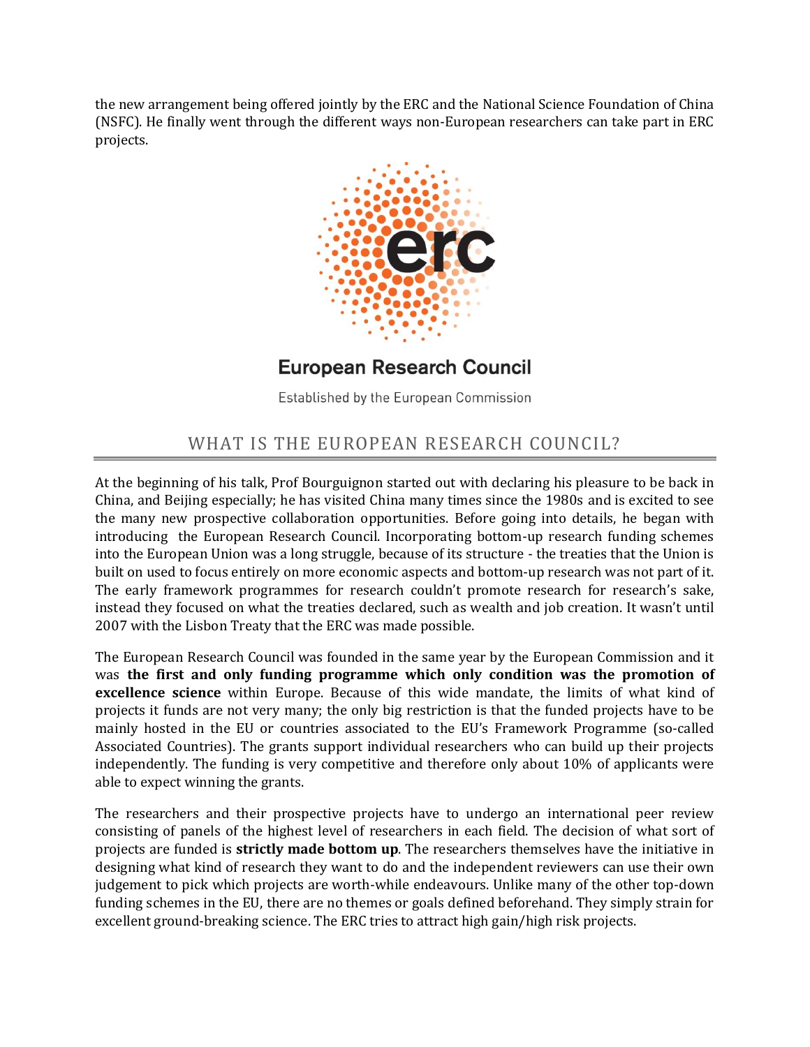the new arrangement being offered jointly by the ERC and the National Science Foundation of China (NSFC). He finally went through the different ways non-European researchers can take part in ERC projects.

European Research Council

Established by the European Commission

## WHAT IS THE EUROPEAN RESEARCH COUNCIL?

At the beginning of his talk, Prof Bourguignon started out with declaring his pleasure to be back in China, and Beijing especially; he has visited China many times since the 1980s and is excited to see the many new prospective collaboration opportunities. Before going into details, he began with introducing the European Research Council. Incorporating bottom-up research funding schemes into the European Union was a long struggle, because of its structure - the treaties that the Union is built on used to focus entirely on more economic aspects and bottom-up research was not part of it. The early framework programmes for research couldn't promote research for research's sake, instead they focused on what the treaties declared, such as wealth and job creation. It wasn't until 2007 with the Lisbon Treaty that the ERC was made possible.

The European Research Council was founded in the same year by the European Commission and it was **the first and only funding programme which only condition was the promotion of excellence science** within Europe. Because of this wide mandate, the limits of what kind of projects it funds are not very many; the only big restriction is that the funded projects have to be mainly hosted in the EU or countries associated to the EU's Framework Programme (so-called Associated Countries). The grants support individual researchers who can build up their projects independently. The funding is very competitive and therefore only about 10% of applicants were able to expect winning the grants.

The researchers and their prospective projects have to undergo an international peer review consisting of panels of the highest level of researchers in each field. The decision of what sort of projects are funded is **strictly made bottom up**. The researchers themselves have the initiative in designing what kind of research they want to do and the independent reviewers can use their own judgement to pick which projects are worth-while endeavours. Unlike many of the other top-down funding schemes in the EU, there are no themes or goals defined beforehand. They simply strain for excellent ground-breaking science. The ERC tries to attract high gain/high risk projects.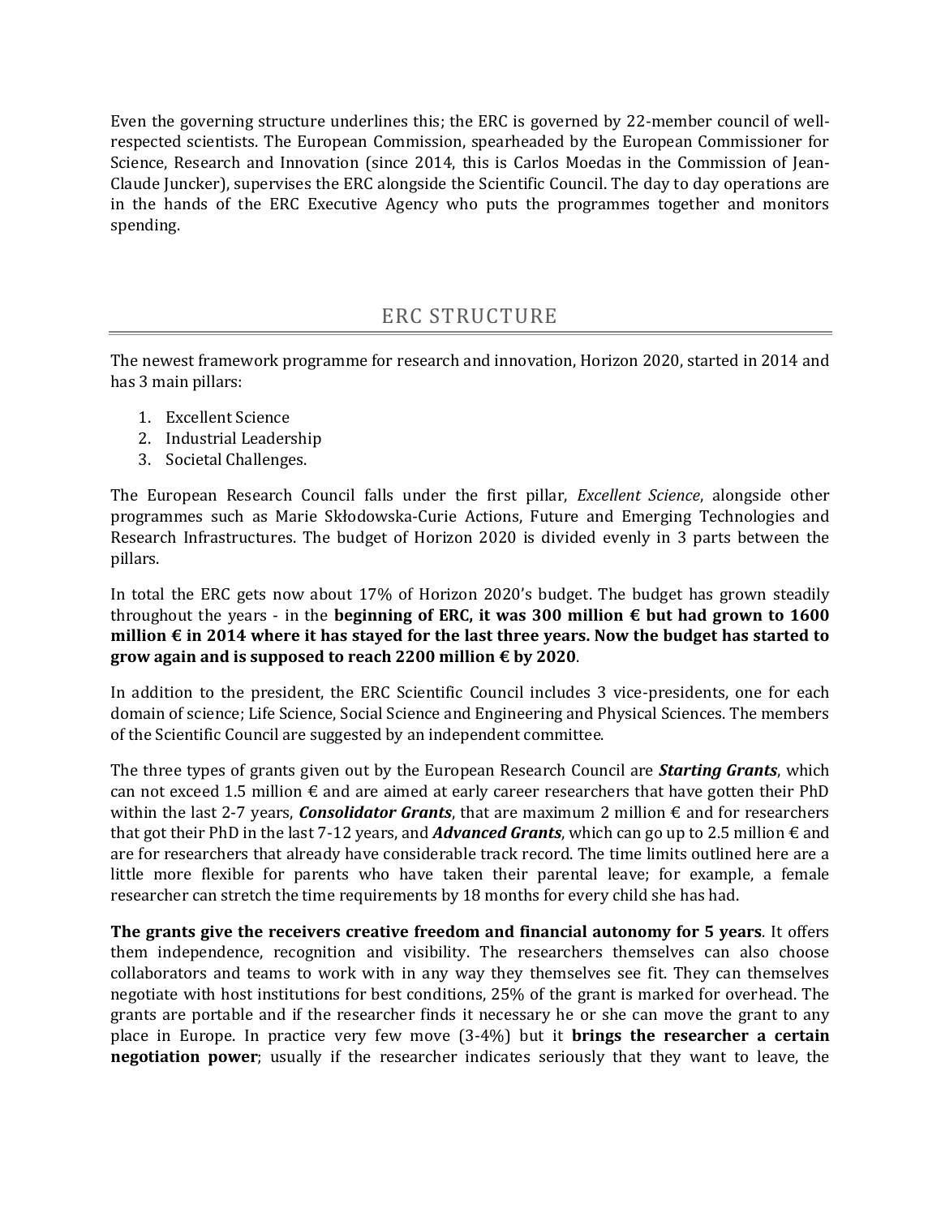Even the governing structure underlines this; the ERC is governed by 22-member council of well-respected scientists. The European Commission, spearheaded by the European Commissioner for Science, Research and Innovation (since 2014, this is Carlos Moedas in the Commission of Jean-Claude Juncker), supervises the ERC alongside the Scientific Council. The day to day operations are in the hands of the ERC Executive Agency who puts the programmes together and monitors spending.

## ERC STRUCTURE

The newest framework programme for research and innovation, Horizon 2020, started in 2014 and has 3 main pillars:

1. Excellent Science
2. Industrial Leadership
3. Societal Challenges.

The European Research Council falls under the first pillar, *Excellent Science*, alongside other programmes such as Marie Skłodowska-Curie Actions, Future and Emerging Technologies and Research Infrastructures. The budget of Horizon 2020 is divided evenly in 3 parts between the pillars.

In total the ERC gets now about 17% of Horizon 2020's budget. The budget has grown steadily throughout the years - in the **beginning of ERC, it was 300 million € but had grown to 1600 million € in 2014 where it has stayed for the last three years. Now the budget has started to grow again and is supposed to reach 2200 million € by 2020**.

In addition to the president, the ERC Scientific Council includes 3 vice-presidents, one for each domain of science; Life Science, Social Science and Engineering and Physical Sciences. The members of the Scientific Council are suggested by an independent committee.

The three types of grants given out by the European Research Council are ***Starting Grants***, which can not exceed 1.5 million € and are aimed at early career researchers that have gotten their PhD within the last 2-7 years, ***Consolidator Grants***, that are maximum 2 million € and for researchers that got their PhD in the last 7-12 years, and ***Advanced Grants***, which can go up to 2.5 million € and are for researchers that already have considerable track record. The time limits outlined here are a little more flexible for parents who have taken their parental leave; for example, a female researcher can stretch the time requirements by 18 months for every child she has had.

**The grants give the receivers creative freedom and financial autonomy for 5 years**. It offers them independence, recognition and visibility. The researchers themselves can also choose collaborators and teams to work with in any way they themselves see fit. They can themselves negotiate with host institutions for best conditions, 25% of the grant is marked for overhead. The grants are portable and if the researcher finds it necessary he or she can move the grant to any place in Europe. In practice very few move (3-4%) but it **brings the researcher a certain negotiation power**; usually if the researcher indicates seriously that they want to leave, the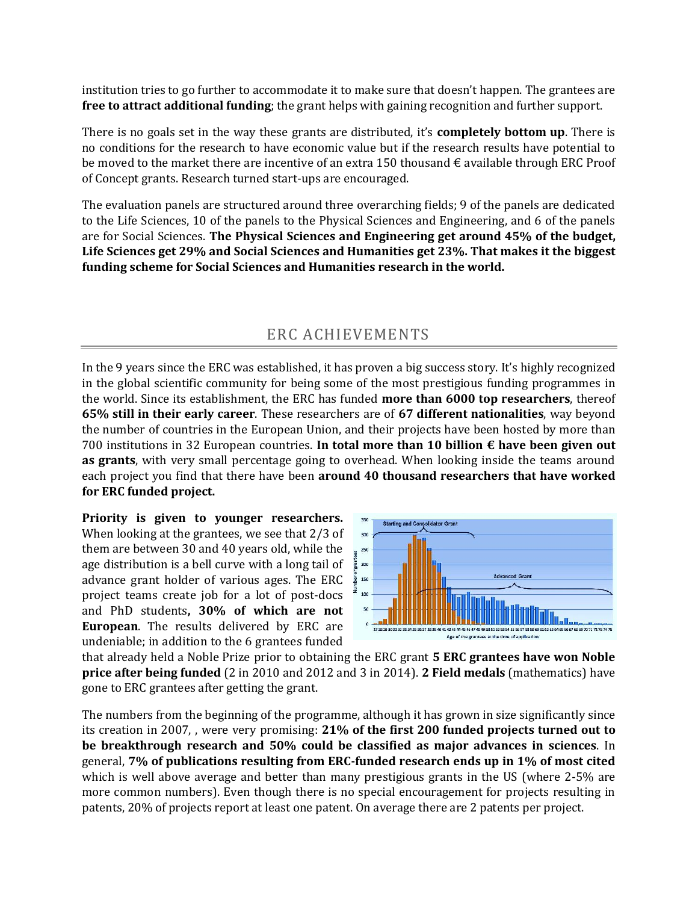institution tries to go further to accommodate it to make sure that doesn't happen. The grantees are **free to attract additional funding**; the grant helps with gaining recognition and further support.

There is no goals set in the way these grants are distributed, it's **completely bottom up**. There is no conditions for the research to have economic value but if the research results have potential to be moved to the market there are incentive of an extra 150 thousand € available through ERC Proof of Concept grants. Research turned start-ups are encouraged.

The evaluation panels are structured around three overarching fields; 9 of the panels are dedicated to the Life Sciences, 10 of the panels to the Physical Sciences and Engineering, and 6 of the panels are for Social Sciences. **The Physical Sciences and Engineering get around 45% of the budget, Life Sciences get 29% and Social Sciences and Humanities get 23%. That makes it the biggest funding scheme for Social Sciences and Humanities research in the world.**

## ERC ACHIEVEMENTS

In the 9 years since the ERC was established, it has proven a big success story. It's highly recognized in the global scientific community for being some of the most prestigious funding programmes in the world. Since its establishment, the ERC has funded **more than 6000 top researchers**, thereof **65% still in their early career**. These researchers are of **67 different nationalities**, way beyond the number of countries in the European Union, and their projects have been hosted by more than 700 institutions in 32 European countries. **In total more than 10 billion € have been given out as grants**, with very small percentage going to overhead. When looking inside the teams around each project you find that there have been **around 40 thousand researchers that have worked for ERC funded project.**

**Priority is given to younger researchers.** When looking at the grantees, we see that 2/3 of them are between 30 and 40 years old, while the age distribution is a bell curve with a long tail of advance grant holder of various ages. The ERC project teams create job for a lot of post-docs and PhD students**, 30% of which are not European**. The results delivered by ERC are undeniable; in addition to the 6 grantees funded that already held a Noble Prize prior to obtaining the ERC grant **5 ERC grantees have won Noble price after being funded** (2 in 2010 and 2012 and 3 in 2014). **2 Field medals** (mathematics) have gone to ERC grantees after getting the grant.

The numbers from the beginning of the programme, although it has grown in size significantly since its creation in 2007, , were very promising: **21% of the first 200 funded projects turned out to be breakthrough research and 50% could be classified as major advances in sciences**. In general, **7% of publications resulting from ERC-funded research ends up in 1% of most cited** which is well above average and better than many prestigious grants in the US (where 2-5% are more common numbers). Even though there is no special encouragement for projects resulting in patents, 20% of projects report at least one patent. On average there are 2 patents per project.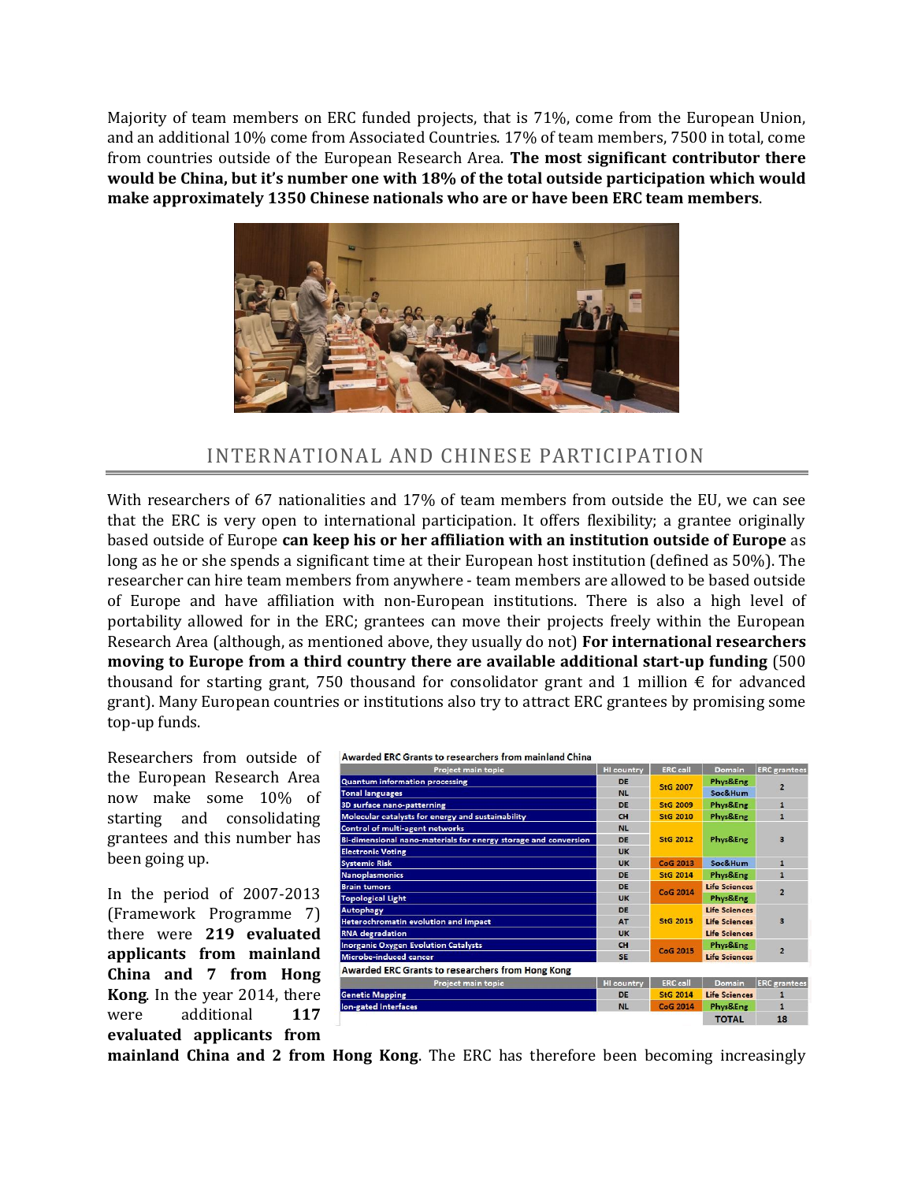Majority of team members on ERC funded projects, that is 71%, come from the European Union, and an additional 10% come from Associated Countries. 17% of team members, 7500 in total, come from countries outside of the European Research Area. **The most significant contributor there would be China, but it's number one with 18% of the total outside participation which would make approximately 1350 Chinese nationals who are or have been ERC team members**.

## INTERNATIONAL AND CHINESE PARTICIPATION

With researchers of 67 nationalities and 17% of team members from outside the EU, we can see that the ERC is very open to international participation. It offers flexibility; a grantee originally based outside of Europe **can keep his or her affiliation with an institution outside of Europe** as long as he or she spends a significant time at their European host institution (defined as 50%). The researcher can hire team members from anywhere - team members are allowed to be based outside of Europe and have affiliation with non-European institutions. There is also a high level of portability allowed for in the ERC; grantees can move their projects freely within the European Research Area (although, as mentioned above, they usually do not) **For international researchers moving to Europe from a third country there are available additional start-up funding** (500 thousand for starting grant, 750 thousand for consolidator grant and 1 million € for advanced grant). Many European countries or institutions also try to attract ERC grantees by promising some top-up funds.

Researchers from outside of the European Research Area now make some 10% of starting and consolidating grantees and this number has been going up.

In the period of 2007-2013 (Framework Programme 7) there were **219 evaluated applicants from mainland China and 7 from Hong Kong**. In the year 2014, there were additional **117 evaluated applicants from mainland China and 2 from Hong Kong**. The ERC has therefore been becoming increasingly

**Awarded ERC Grants to researchers from mainland China**

| Project main topic | HI country | ERC call | Domain | ERC grantees |
|---|---|---|---|---|
| Quantum information processing | DE | StG 2007 | Phys&Eng | 2 |
| Tonal languages | NL | | Soc&Hum | |
| 3D surface nano-patterning | DE | StG 2009 | Phys&Eng | 1 |
| Molecular catalysts for energy and sustainability | CH | StG 2010 | Phys&Eng | 1 |
| Control of multi-agent networks | NL | StG 2012 | Phys&Eng | 3 |
| Bi-dimensional nano-materials for energy storage and conversion | DE | | | |
| Electronic Voting | UK | | | |
| Systemic Risk | UK | CoG 2013 | Soc&Hum | 1 |
| Nanoplasmonics | DE | StG 2014 | Phys&Eng | 1 |
| Brain tumors | DE | CoG 2014 | Life Sciences | 2 |
| Topological Light | UK | | Phys&Eng | |
| Autophagy | DE | StG 2015 | Life Sciences | 3 |
| Heterochromatin evolution and impact | AT | | Life Sciences | |
| RNA degradation | UK | | Life Sciences | |
| Inorganic Oxygen Evolution Catalysts | CH | CoG 2015 | Phys&Eng | 2 |
| Microbe-induced cancer | SE | | Life Sciences | |

**Awarded ERC Grants to researchers from Hong Kong**

| Project main topic | HI country | ERC call | Domain | ERC grantees |
|---|---|---|---|---|
| Genetic Mapping | DE | StG 2014 | Life Sciences | 1 |
| Ion-gated Interfaces | NL | CoG 2014 | Phys&Eng | 1 |
| | | | TOTAL | 18 |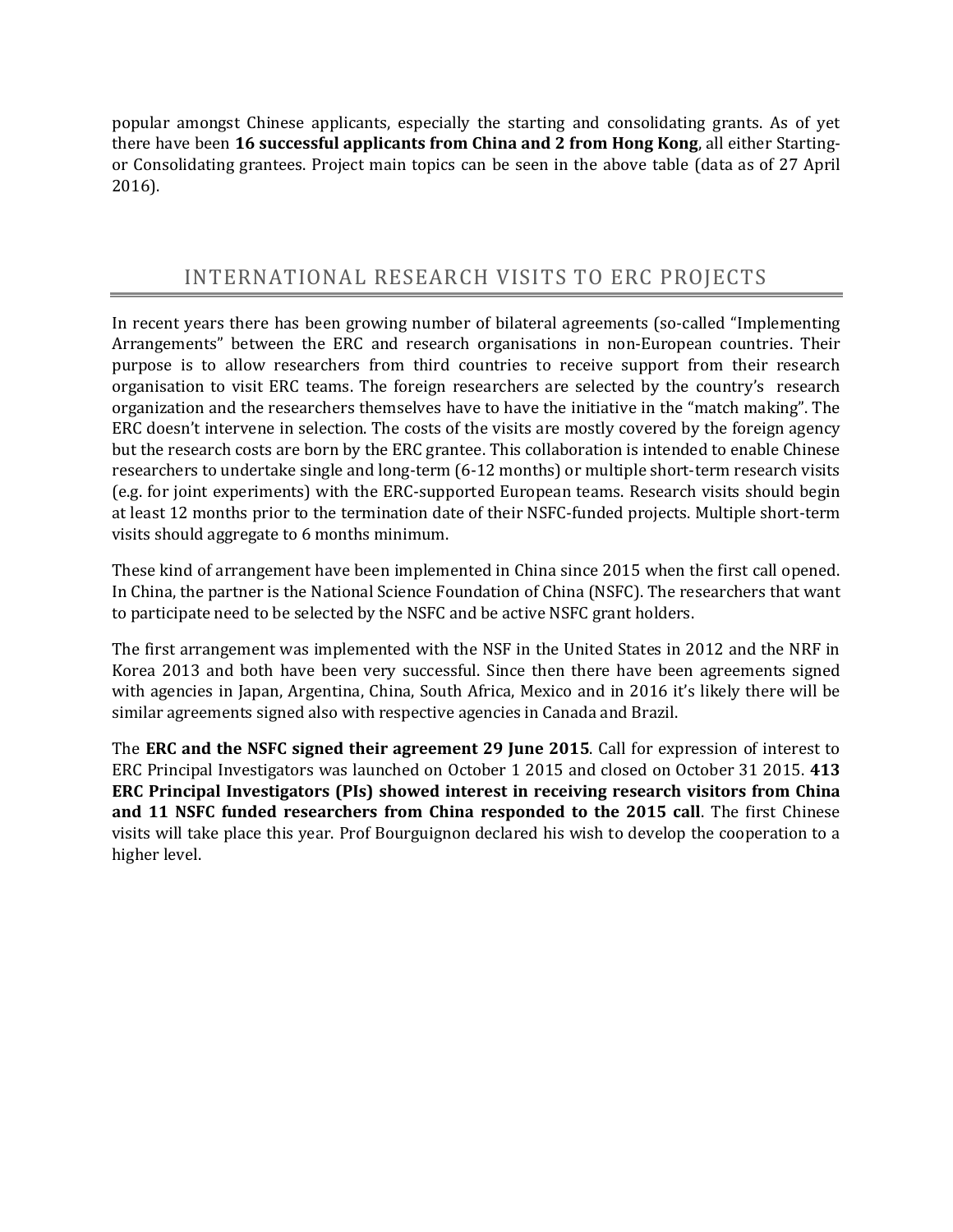popular amongst Chinese applicants, especially the starting and consolidating grants. As of yet there have been **16 successful applicants from China and 2 from Hong Kong**, all either Starting- or Consolidating grantees. Project main topics can be seen in the above table (data as of 27 April 2016).

## INTERNATIONAL RESEARCH VISITS TO ERC PROJECTS

In recent years there has been growing number of bilateral agreements (so-called "Implementing Arrangements" between the ERC and research organisations in non-European countries. Their purpose is to allow researchers from third countries to receive support from their research organisation to visit ERC teams. The foreign researchers are selected by the country's research organization and the researchers themselves have to have the initiative in the "match making". The ERC doesn't intervene in selection. The costs of the visits are mostly covered by the foreign agency but the research costs are born by the ERC grantee. This collaboration is intended to enable Chinese researchers to undertake single and long-term (6-12 months) or multiple short-term research visits (e.g. for joint experiments) with the ERC-supported European teams. Research visits should begin at least 12 months prior to the termination date of their NSFC-funded projects. Multiple short-term visits should aggregate to 6 months minimum.

These kind of arrangement have been implemented in China since 2015 when the first call opened. In China, the partner is the National Science Foundation of China (NSFC). The researchers that want to participate need to be selected by the NSFC and be active NSFC grant holders.

The first arrangement was implemented with the NSF in the United States in 2012 and the NRF in Korea 2013 and both have been very successful. Since then there have been agreements signed with agencies in Japan, Argentina, China, South Africa, Mexico and in 2016 it's likely there will be similar agreements signed also with respective agencies in Canada and Brazil.

The **ERC and the NSFC signed their agreement 29 June 2015**. Call for expression of interest to ERC Principal Investigators was launched on October 1 2015 and closed on October 31 2015. **413 ERC Principal Investigators (PIs) showed interest in receiving research visitors from China and 11 NSFC funded researchers from China responded to the 2015 call**. The first Chinese visits will take place this year. Prof Bourguignon declared his wish to develop the cooperation to a higher level.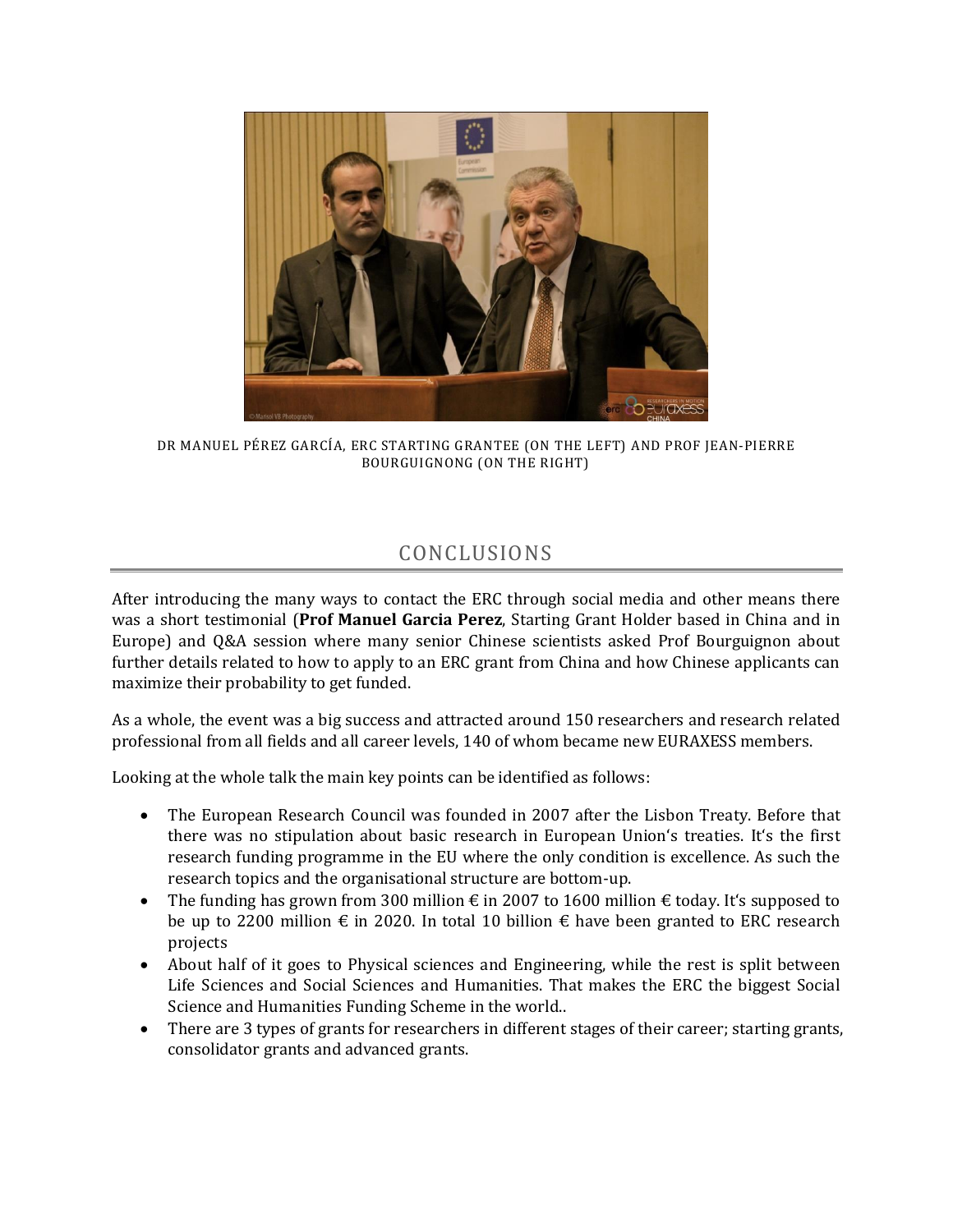DR MANUEL PÉREZ GARCÍA, ERC STARTING GRANTEE (ON THE LEFT) AND PROF JEAN-PIERRE BOURGUIGNONG (ON THE RIGHT)

## CONCLUSIONS

After introducing the many ways to contact the ERC through social media and other means there was a short testimonial (**Prof Manuel Garcia Perez**, Starting Grant Holder based in China and in Europe) and Q&A session where many senior Chinese scientists asked Prof Bourguignon about further details related to how to apply to an ERC grant from China and how Chinese applicants can maximize their probability to get funded.

As a whole, the event was a big success and attracted around 150 researchers and research related professional from all fields and all career levels, 140 of whom became new EURAXESS members.

Looking at the whole talk the main key points can be identified as follows:

- The European Research Council was founded in 2007 after the Lisbon Treaty. Before that there was no stipulation about basic research in European Union's treaties. It's the first research funding programme in the EU where the only condition is excellence. As such the research topics and the organisational structure are bottom-up.
- The funding has grown from 300 million € in 2007 to 1600 million € today. It's supposed to be up to 2200 million € in 2020. In total 10 billion € have been granted to ERC research projects
- About half of it goes to Physical sciences and Engineering, while the rest is split between Life Sciences and Social Sciences and Humanities. That makes the ERC the biggest Social Science and Humanities Funding Scheme in the world..
- There are 3 types of grants for researchers in different stages of their career; starting grants, consolidator grants and advanced grants.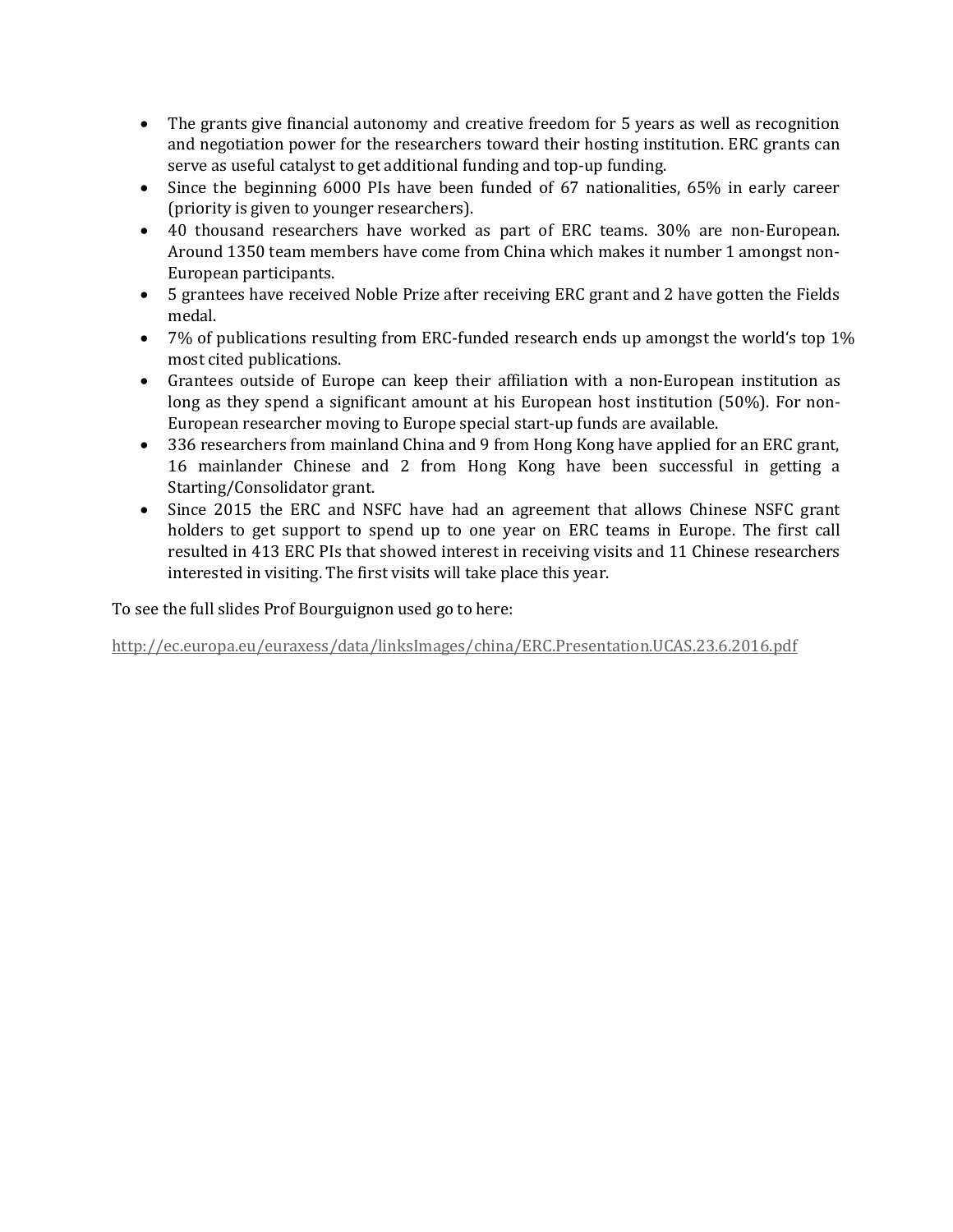- The grants give financial autonomy and creative freedom for 5 years as well as recognition and negotiation power for the researchers toward their hosting institution. ERC grants can serve as useful catalyst to get additional funding and top-up funding.
- Since the beginning 6000 PIs have been funded of 67 nationalities, 65% in early career (priority is given to younger researchers).
- 40 thousand researchers have worked as part of ERC teams. 30% are non-European. Around 1350 team members have come from China which makes it number 1 amongst non-European participants.
- 5 grantees have received Noble Prize after receiving ERC grant and 2 have gotten the Fields medal.
- 7% of publications resulting from ERC-funded research ends up amongst the world's top 1% most cited publications.
- Grantees outside of Europe can keep their affiliation with a non-European institution as long as they spend a significant amount at his European host institution (50%). For non-European researcher moving to Europe special start-up funds are available.
- 336 researchers from mainland China and 9 from Hong Kong have applied for an ERC grant, 16 mainlander Chinese and 2 from Hong Kong have been successful in getting a Starting/Consolidator grant.
- Since 2015 the ERC and NSFC have had an agreement that allows Chinese NSFC grant holders to get support to spend up to one year on ERC teams in Europe. The first call resulted in 413 ERC PIs that showed interest in receiving visits and 11 Chinese researchers interested in visiting. The first visits will take place this year.

To see the full slides Prof Bourguignon used go to here:

http://ec.europa.eu/euraxess/data/linksImages/china/ERC.Presentation.UCAS.23.6.2016.pdf